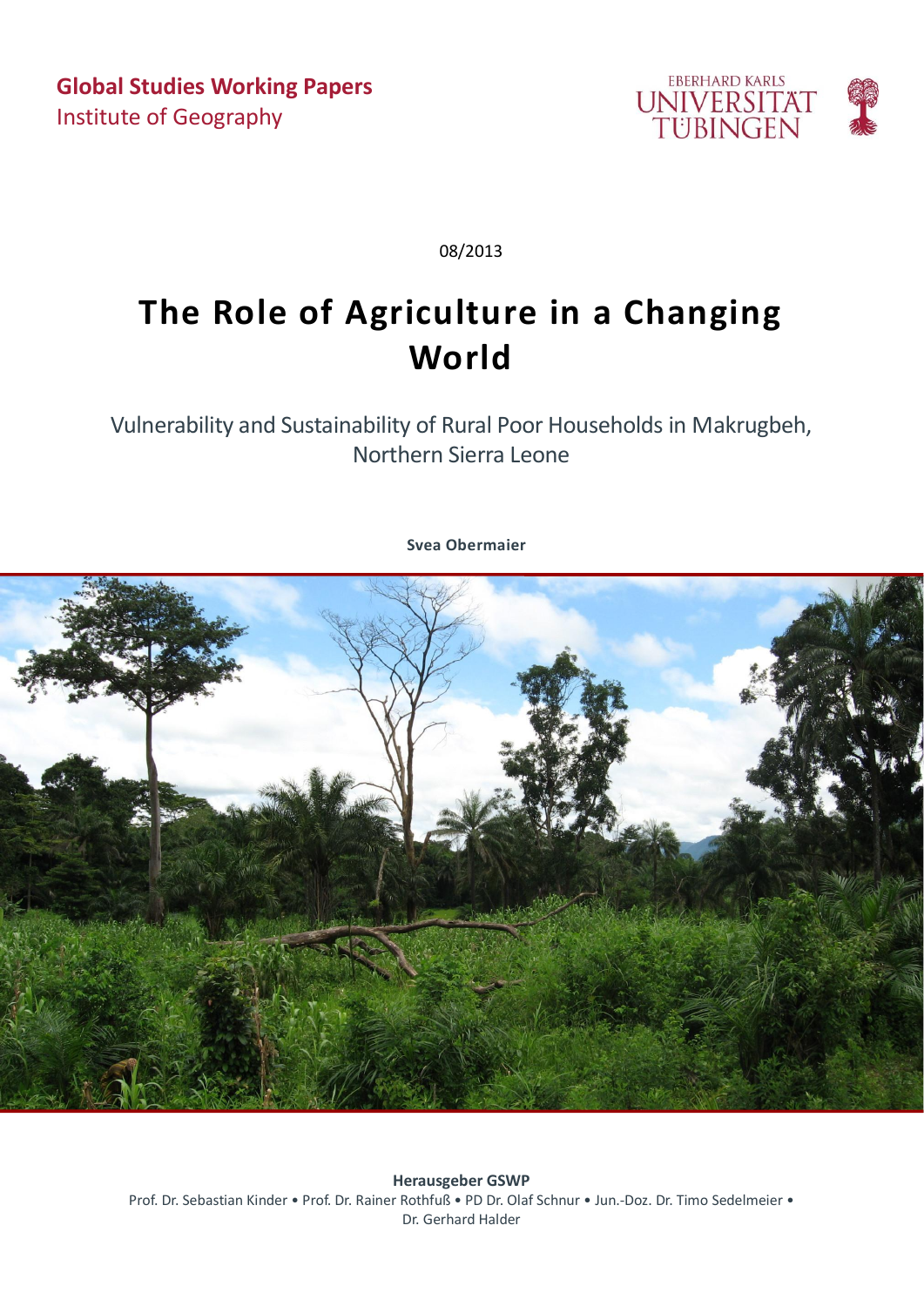**Global Studies Working Papers**
Institute of Geography

EBERHARD KARLS UNIVERSITÄT TÜBINGEN

08/2013

# The Role of Agriculture in a Changing World

Vulnerability and Sustainability of Rural Poor Households in Makrugbeh, Northern Sierra Leone

**Svea Obermaier**

**Herausgeber GSWP**
Prof. Dr. Sebastian Kinder • Prof. Dr. Rainer Rothfuß • PD Dr. Olaf Schnur • Jun.-Doz. Dr. Timo Sedelmeier • Dr. Gerhard Halder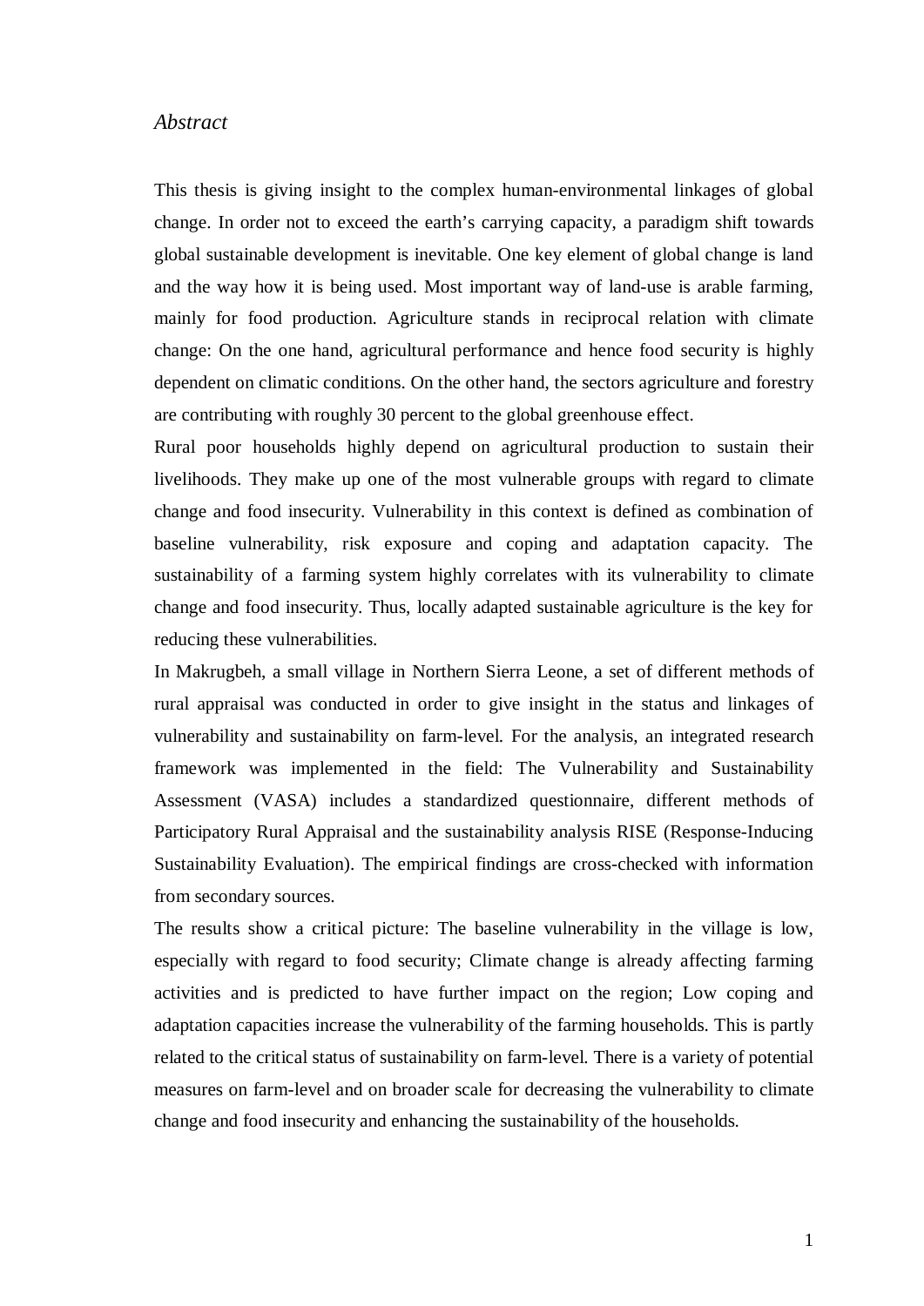*Abstract*

This thesis is giving insight to the complex human-environmental linkages of global change. In order not to exceed the earth's carrying capacity, a paradigm shift towards global sustainable development is inevitable. One key element of global change is land and the way how it is being used. Most important way of land-use is arable farming, mainly for food production. Agriculture stands in reciprocal relation with climate change: On the one hand, agricultural performance and hence food security is highly dependent on climatic conditions. On the other hand, the sectors agriculture and forestry are contributing with roughly 30 percent to the global greenhouse effect.

Rural poor households highly depend on agricultural production to sustain their livelihoods. They make up one of the most vulnerable groups with regard to climate change and food insecurity. Vulnerability in this context is defined as combination of baseline vulnerability, risk exposure and coping and adaptation capacity. The sustainability of a farming system highly correlates with its vulnerability to climate change and food insecurity. Thus, locally adapted sustainable agriculture is the key for reducing these vulnerabilities.

In Makrugbeh, a small village in Northern Sierra Leone, a set of different methods of rural appraisal was conducted in order to give insight in the status and linkages of vulnerability and sustainability on farm-level. For the analysis, an integrated research framework was implemented in the field: The Vulnerability and Sustainability Assessment (VASA) includes a standardized questionnaire, different methods of Participatory Rural Appraisal and the sustainability analysis RISE (Response-Inducing Sustainability Evaluation). The empirical findings are cross-checked with information from secondary sources.

The results show a critical picture: The baseline vulnerability in the village is low, especially with regard to food security; Climate change is already affecting farming activities and is predicted to have further impact on the region; Low coping and adaptation capacities increase the vulnerability of the farming households. This is partly related to the critical status of sustainability on farm-level. There is a variety of potential measures on farm-level and on broader scale for decreasing the vulnerability to climate change and food insecurity and enhancing the sustainability of the households.